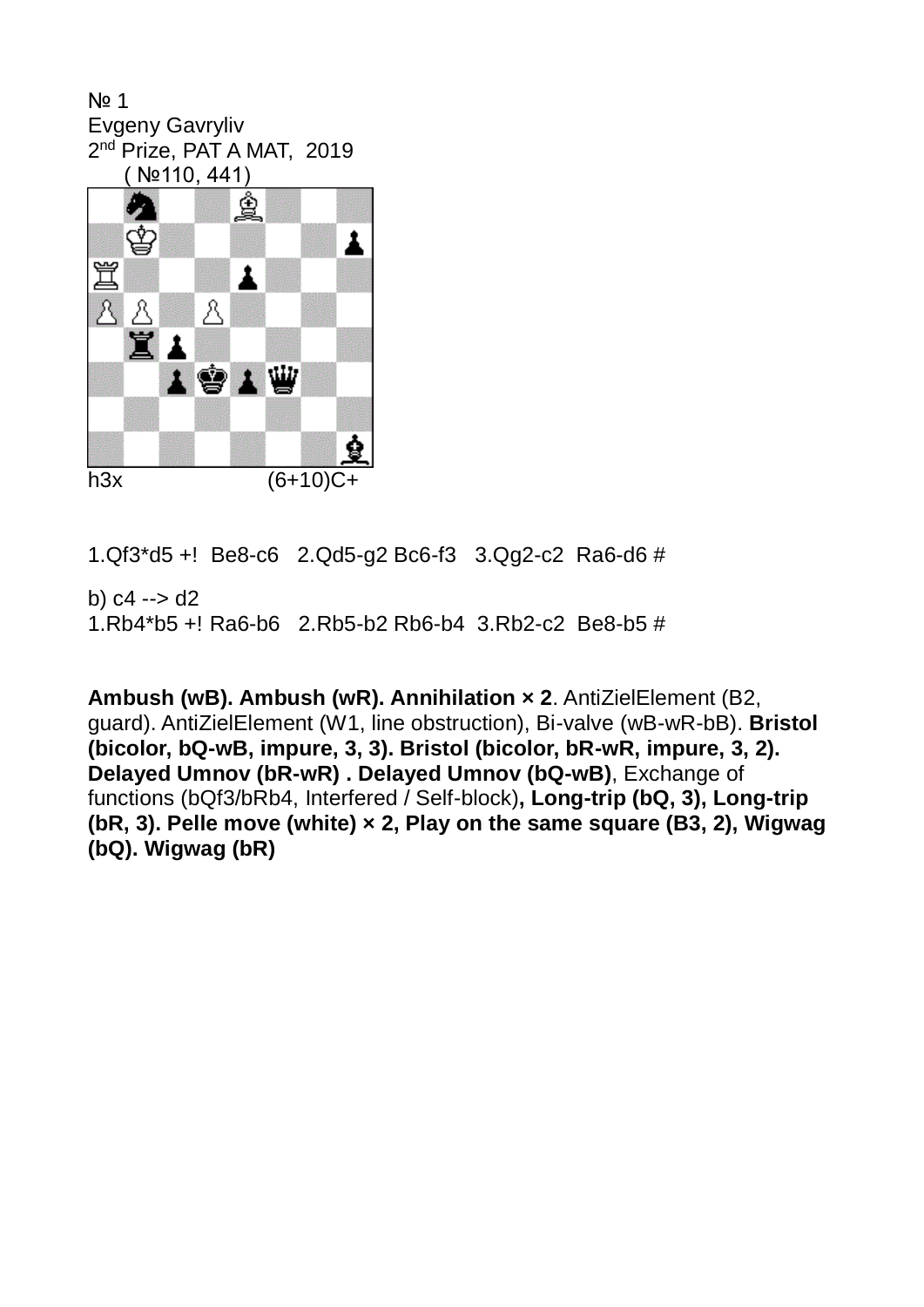№ 1
Evgeny Gavryliv
2nd Prize, PAT A MAT, 2019
( №110, 441)

h3x (6+10)C+

1.Qf3*d5 +! Be8-c6 2.Qd5-g2 Bc6-f3 3.Qg2-c2 Ra6-d6 #

b) c4 --> d2
1.Rb4*b5 +! Ra6-b6 2.Rb5-b2 Rb6-b4 3.Rb2-c2 Be8-b5 #

**Ambush (wB). Ambush (wR). Annihilation × 2**. AntiZielElement (B2, guard). AntiZielElement (W1, line obstruction), Bi-valve (wB-wR-bB). **Bristol (bicolor, bQ-wB, impure, 3, 3). Bristol (bicolor, bR-wR, impure, 3, 2). Delayed Umnov (bR-wR) . Delayed Umnov (bQ-wB)**, Exchange of functions (bQf3/bRb4, Interfered / Self-block)**, Long-trip (bQ, 3), Long-trip (bR, 3). Pelle move (white) × 2, Play on the same square (B3, 2), Wigwag (bQ). Wigwag (bR)**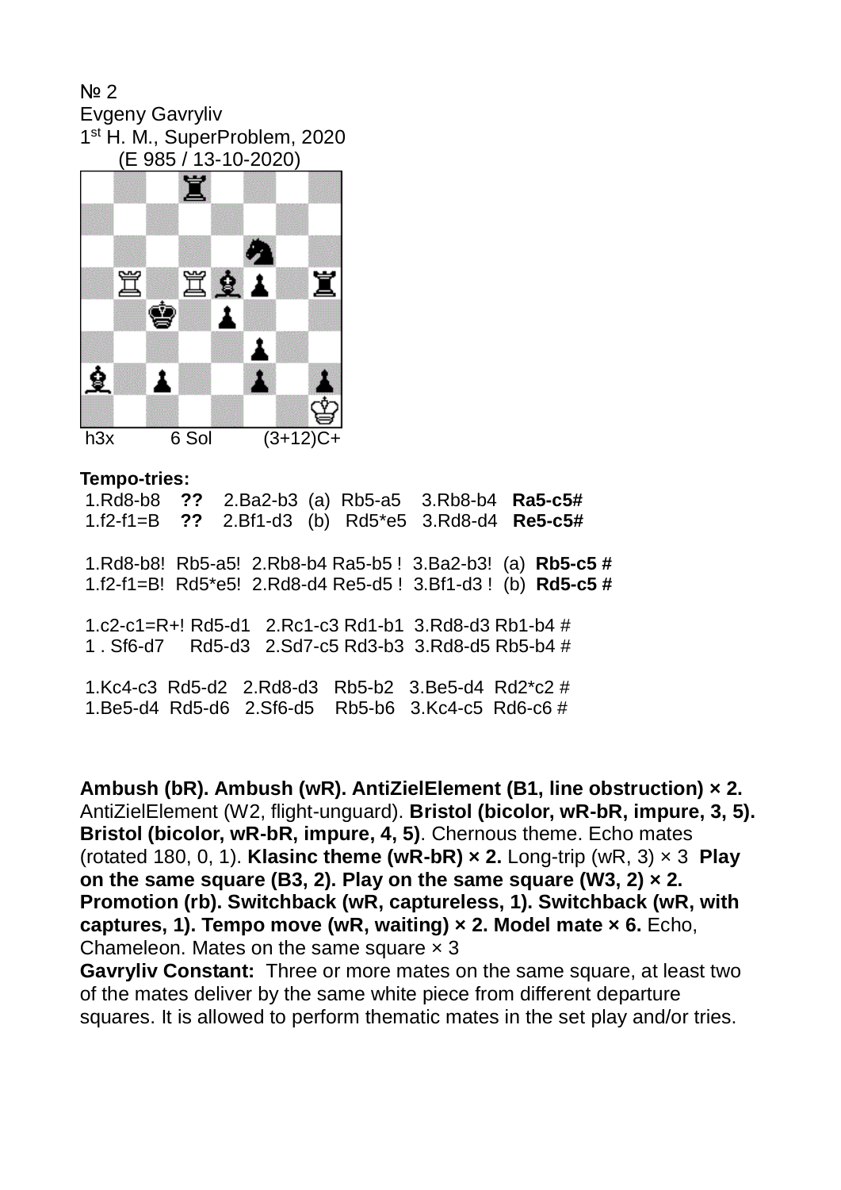№ 2
Evgeny Gavryliv
1st H. M., SuperProblem, 2020
(E 985 / 13-10-2020)

h3x 6 Sol (3+12)C+

**Tempo-tries:**

1.Rd8-b8 **??** 2.Ba2-b3 (a) Rb5-a5 3.Rb8-b4 **Ra5-c5#**
1.f2-f1=B **??** 2.Bf1-d3 (b) Rd5*e5 3.Rd8-d4 **Re5-c5#**

1.Rd8-b8! Rb5-a5! 2.Rb8-b4 Ra5-b5 ! 3.Ba2-b3! (a) **Rb5-c5 #**
1.f2-f1=B! Rd5*e5! 2.Rd8-d4 Re5-d5 ! 3.Bf1-d3 ! (b) **Rd5-c5 #**

1.c2-c1=R+! Rd5-d1 2.Rc1-c3 Rd1-b1 3.Rd8-d3 Rb1-b4 #
1 . Sf6-d7 Rd5-d3 2.Sd7-c5 Rd3-b3 3.Rd8-d5 Rb5-b4 #

1.Kc4-c3 Rd5-d2 2.Rd8-d3 Rb5-b2 3.Be5-d4 Rd2*c2 #
1.Be5-d4 Rd5-d6 2.Sf6-d5 Rb5-b6 3.Kc4-c5 Rd6-c6 #

**Ambush (bR). Ambush (wR). AntiZielElement (B1, line obstruction) × 2.** AntiZielElement (W2, flight-unguard). **Bristol (bicolor, wR-bR, impure, 3, 5). Bristol (bicolor, wR-bR, impure, 4, 5)**. Chernous theme. Echo mates (rotated 180, 0, 1). **Klasinc theme (wR-bR) × 2.** Long-trip (wR, 3) × 3 **Play on the same square (B3, 2). Play on the same square (W3, 2) × 2. Promotion (rb). Switchback (wR, captureless, 1). Switchback (wR, with captures, 1). Tempo move (wR, waiting) × 2. Model mate × 6.** Echo, Chameleon. Mates on the same square × 3

**Gavryliv Constant:** Three or more mates on the same square, at least two of the mates deliver by the same white piece from different departure squares. It is allowed to perform thematic mates in the set play and/or tries.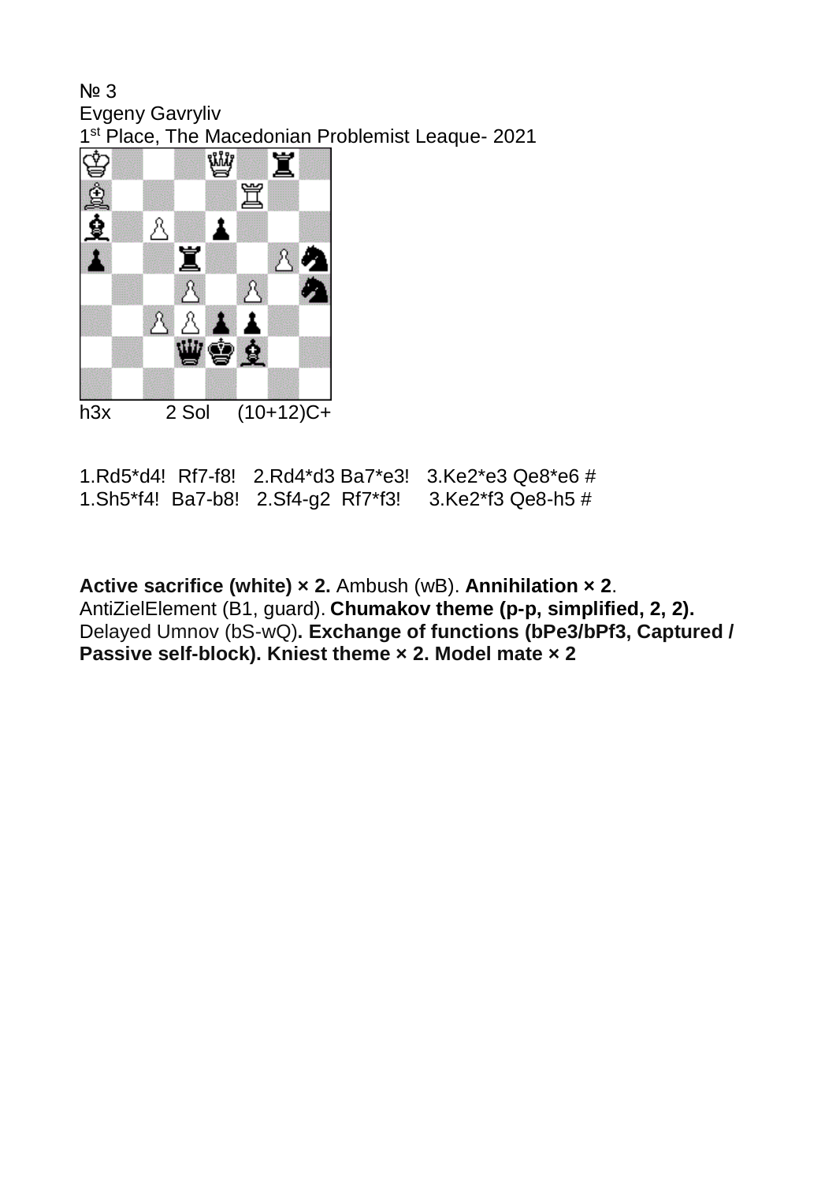№ 3
Evgeny Gavryliv
1st Place, The Macedonian Problemist Leaque- 2021

h3x 2 Sol (10+12)C+

1.Rd5*d4! Rf7-f8! 2.Rd4*d3 Ba7*e3! 3.Ke2*e3 Qe8*e6 #
1.Sh5*f4! Ba7-b8! 2.Sf4-g2 Rf7*f3! 3.Ke2*f3 Qe8-h5 #

**Active sacrifice (white) × 2.** Ambush (wB). **Annihilation × 2**. AntiZielElement (B1, guard). **Chumakov theme (p-p, simplified, 2, 2).** Delayed Umnov (bS-wQ)**. Exchange of functions (bPe3/bPf3, Captured / Passive self-block). Kniest theme × 2. Model mate × 2**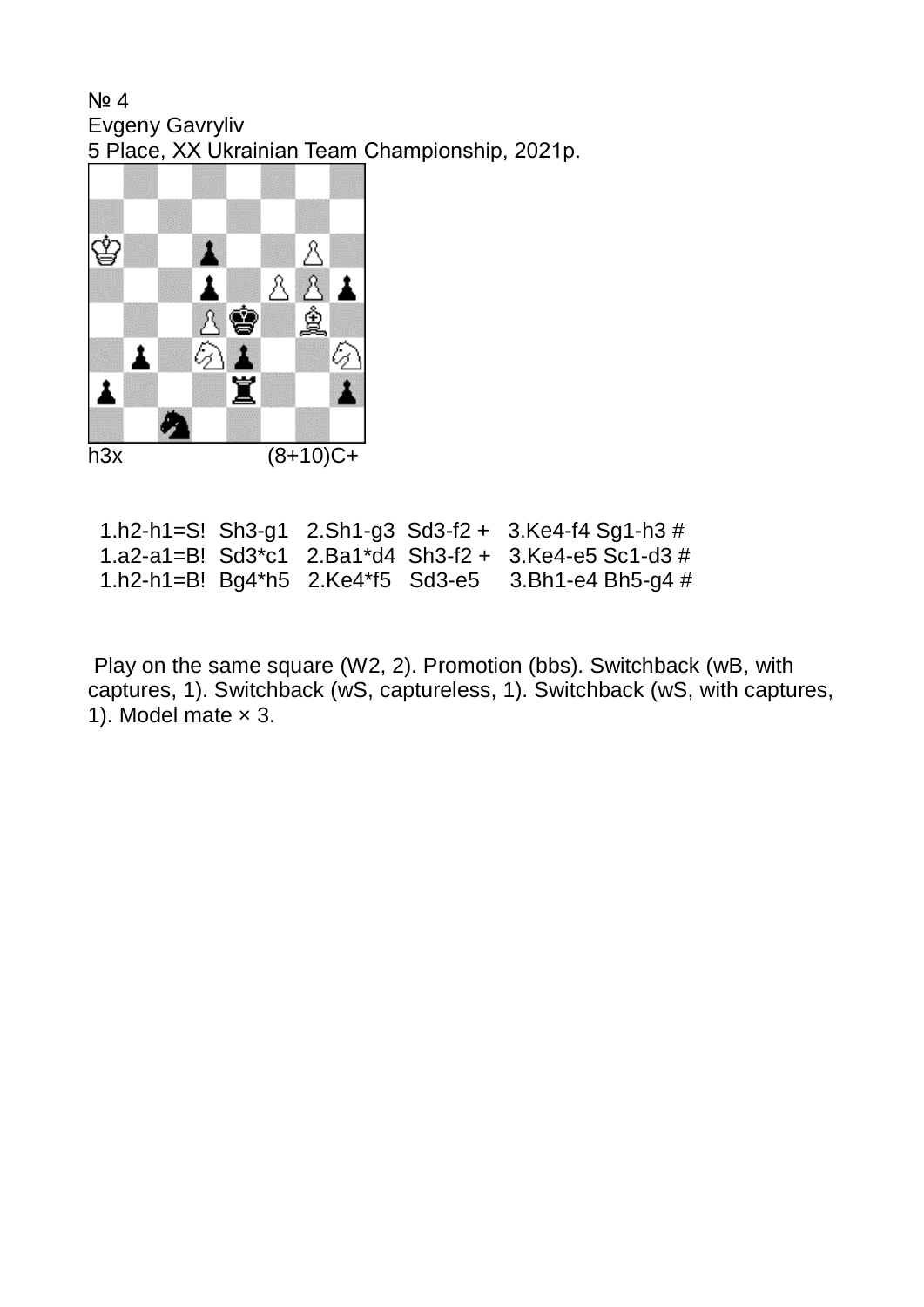№ 4
Evgeny Gavryliv
5 Place, XX Ukrainian Team Championship, 2021р.

h3x (8+10)C+

1.h2-h1=S! Sh3-g1 2.Sh1-g3 Sd3-f2 + 3.Ke4-f4 Sg1-h3 #
1.a2-a1=B! Sd3*c1 2.Ba1*d4 Sh3-f2 + 3.Ke4-e5 Sc1-d3 #
1.h2-h1=B! Bg4*h5 2.Ke4*f5 Sd3-e5 3.Bh1-e4 Bh5-g4 #

Play on the same square (W2, 2). Promotion (bbs). Switchback (wB, with captures, 1). Switchback (wS, captureless, 1). Switchback (wS, with captures, 1). Model mate × 3.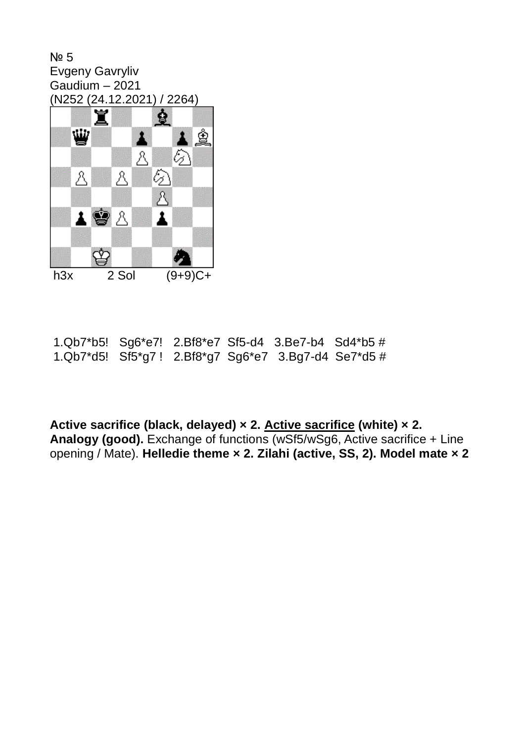№ 5
Evgeny Gavryliv
Gaudium – 2021
(N252 (24.12.2021) / 2264)

h3x 2 Sol (9+9)C+

1.Qb7*b5! Sg6*e7! 2.Bf8*e7 Sf5-d4 3.Be7-b4 Sd4*b5 #
1.Qb7*d5! Sf5*g7 ! 2.Bf8*g7 Sg6*e7 3.Bg7-d4 Se7*d5 #

**Active sacrifice (black, delayed) × 2. Active sacrifice (white) × 2. Analogy (good).** Exchange of functions (wSf5/wSg6, Active sacrifice + Line opening / Mate). **Helledie theme × 2. Zilahi (active, SS, 2). Model mate × 2**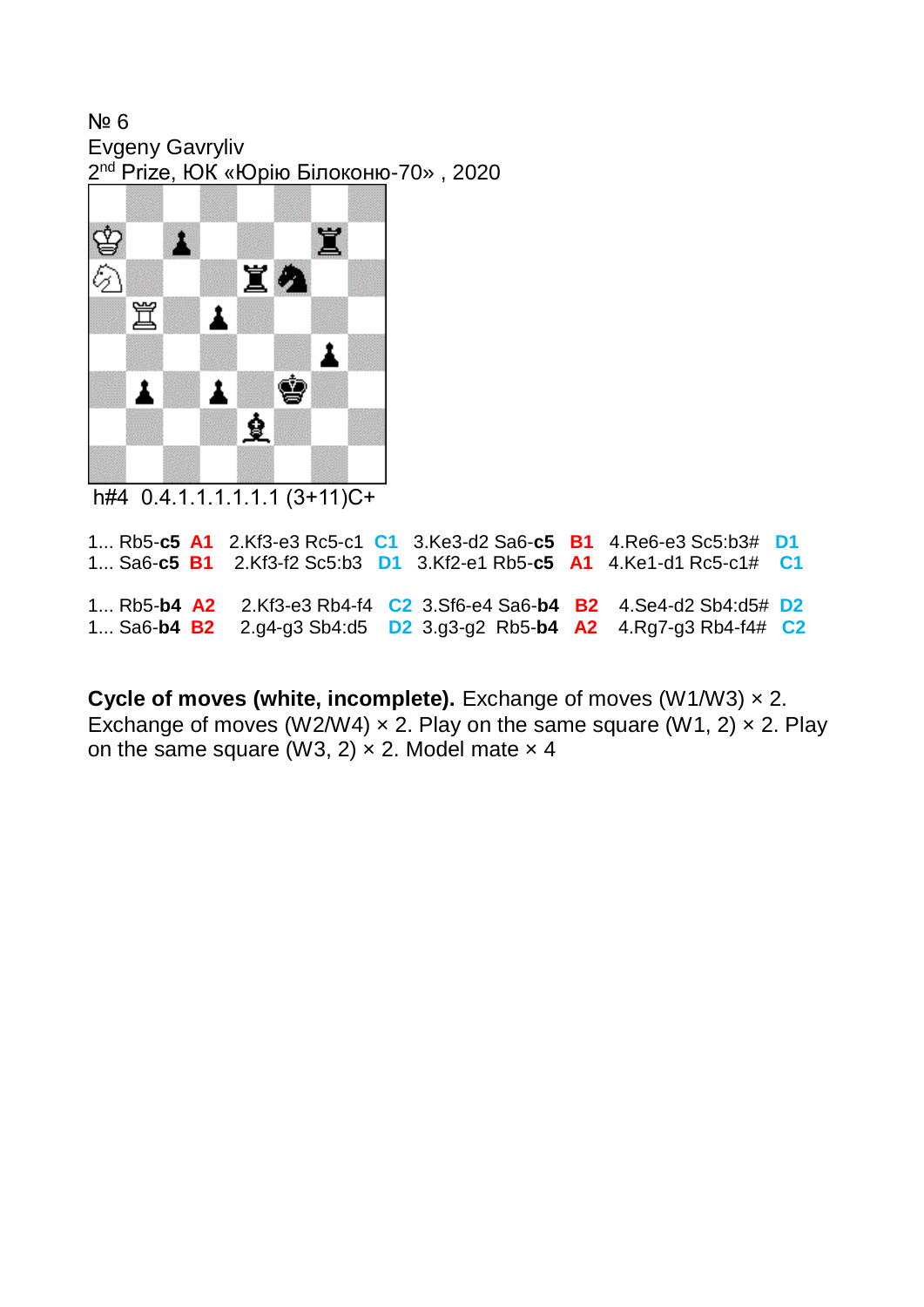№ 6
Evgeny Gavryliv
2nd Prize, ЮК «Юрію Білоконю-70» , 2020

h#4 0.4.1.1.1.1.1.1 (3+11)C+

1... Rb5-**c5** **A1** 2.Kf3-e3 Rc5-c1 **C1** 3.Ke3-d2 Sa6-**c5** **B1** 4.Re6-e3 Sc5:b3# **D1**
1... Sa6-**c5** **B1** 2.Kf3-f2 Sc5:b3 **D1** 3.Kf2-e1 Rb5-**c5** **A1** 4.Ke1-d1 Rc5-c1# **C1**

1... Rb5-**b4** **A2** 2.Kf3-e3 Rb4-f4 **C2** 3.Sf6-e4 Sa6-**b4** **B2** 4.Se4-d2 Sb4:d5# **D2**
1... Sa6-**b4** **B2** 2.g4-g3 Sb4:d5 **D2** 3.g3-g2 Rb5-**b4** **A2** 4.Rg7-g3 Rb4-f4# **C2**

**Cycle of moves (white, incomplete).** Exchange of moves (W1/W3) × 2. Exchange of moves (W2/W4) × 2. Play on the same square (W1, 2) × 2. Play on the same square (W3, 2) × 2. Model mate × 4